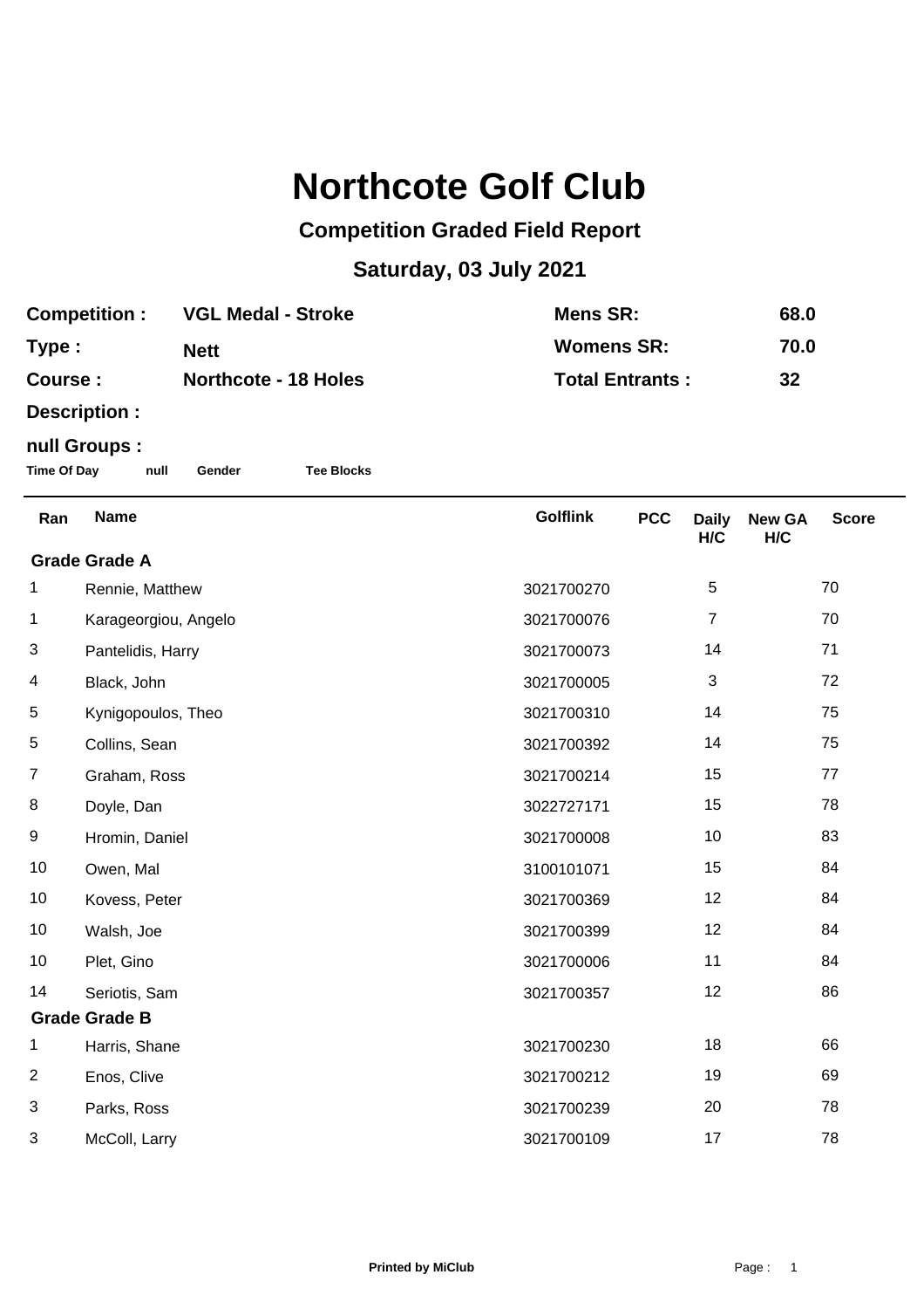# Northcote Golf Club

## Competition Graded Field Report

## Saturday, 03 July 2021

| | | | |
|---|---|---|---|
| **Competition :** | **VGL Medal - Stroke** | **Mens SR:** | **68.0** |
| **Type :** | **Nett** | **Womens SR:** | **70.0** |
| **Course :** | **Northcote - 18 Holes** | **Total Entrants :** | **32** |
| **Description :** | | | |

**null Groups :**

**Time Of Day** **null** **Gender** **Tee Blocks**

| Ran | Name | Golflink | PCC | Daily H/C | New GA H/C | Score |
|---|---|---|---|---|---|---|
| **Grade Grade A** | | | | | | |
| 1 | Rennie, Matthew | 3021700270 | | 5 | | 70 |
| 1 | Karageorgiou, Angelo | 3021700076 | | 7 | | 70 |
| 3 | Pantelidis, Harry | 3021700073 | | 14 | | 71 |
| 4 | Black, John | 3021700005 | | 3 | | 72 |
| 5 | Kynigopoulos, Theo | 3021700310 | | 14 | | 75 |
| 5 | Collins, Sean | 3021700392 | | 14 | | 75 |
| 7 | Graham, Ross | 3021700214 | | 15 | | 77 |
| 8 | Doyle, Dan | 3022727171 | | 15 | | 78 |
| 9 | Hromin, Daniel | 3021700008 | | 10 | | 83 |
| 10 | Owen, Mal | 3100101071 | | 15 | | 84 |
| 10 | Kovess, Peter | 3021700369 | | 12 | | 84 |
| 10 | Walsh, Joe | 3021700399 | | 12 | | 84 |
| 10 | Plet, Gino | 3021700006 | | 11 | | 84 |
| 14 | Seriotis, Sam | 3021700357 | | 12 | | 86 |
| **Grade Grade B** | | | | | | |
| 1 | Harris, Shane | 3021700230 | | 18 | | 66 |
| 2 | Enos, Clive | 3021700212 | | 19 | | 69 |
| 3 | Parks, Ross | 3021700239 | | 20 | | 78 |
| 3 | McColl, Larry | 3021700109 | | 17 | | 78 |

**Printed by MiClub**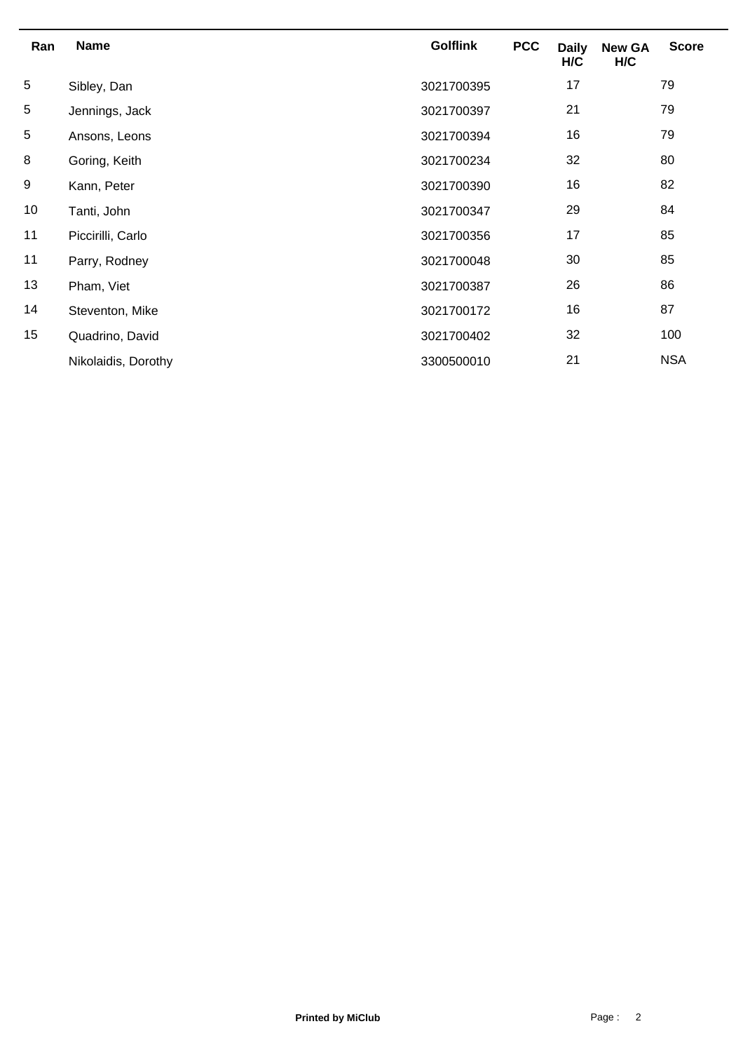| Ran | Name | Golflink | PCC | Daily H/C | New GA H/C | Score |
|---|---|---|---|---|---|---|
| 5 | Sibley, Dan | 3021700395 | | 17 | | 79 |
| 5 | Jennings, Jack | 3021700397 | | 21 | | 79 |
| 5 | Ansons, Leons | 3021700394 | | 16 | | 79 |
| 8 | Goring, Keith | 3021700234 | | 32 | | 80 |
| 9 | Kann, Peter | 3021700390 | | 16 | | 82 |
| 10 | Tanti, John | 3021700347 | | 29 | | 84 |
| 11 | Piccirilli, Carlo | 3021700356 | | 17 | | 85 |
| 11 | Parry, Rodney | 3021700048 | | 30 | | 85 |
| 13 | Pham, Viet | 3021700387 | | 26 | | 86 |
| 14 | Steventon, Mike | 3021700172 | | 16 | | 87 |
| 15 | Quadrino, David | 3021700402 | | 32 | | 100 |
| | Nikolaidis, Dorothy | 3300500010 | | 21 | | NSA |

**Printed by MiClub**